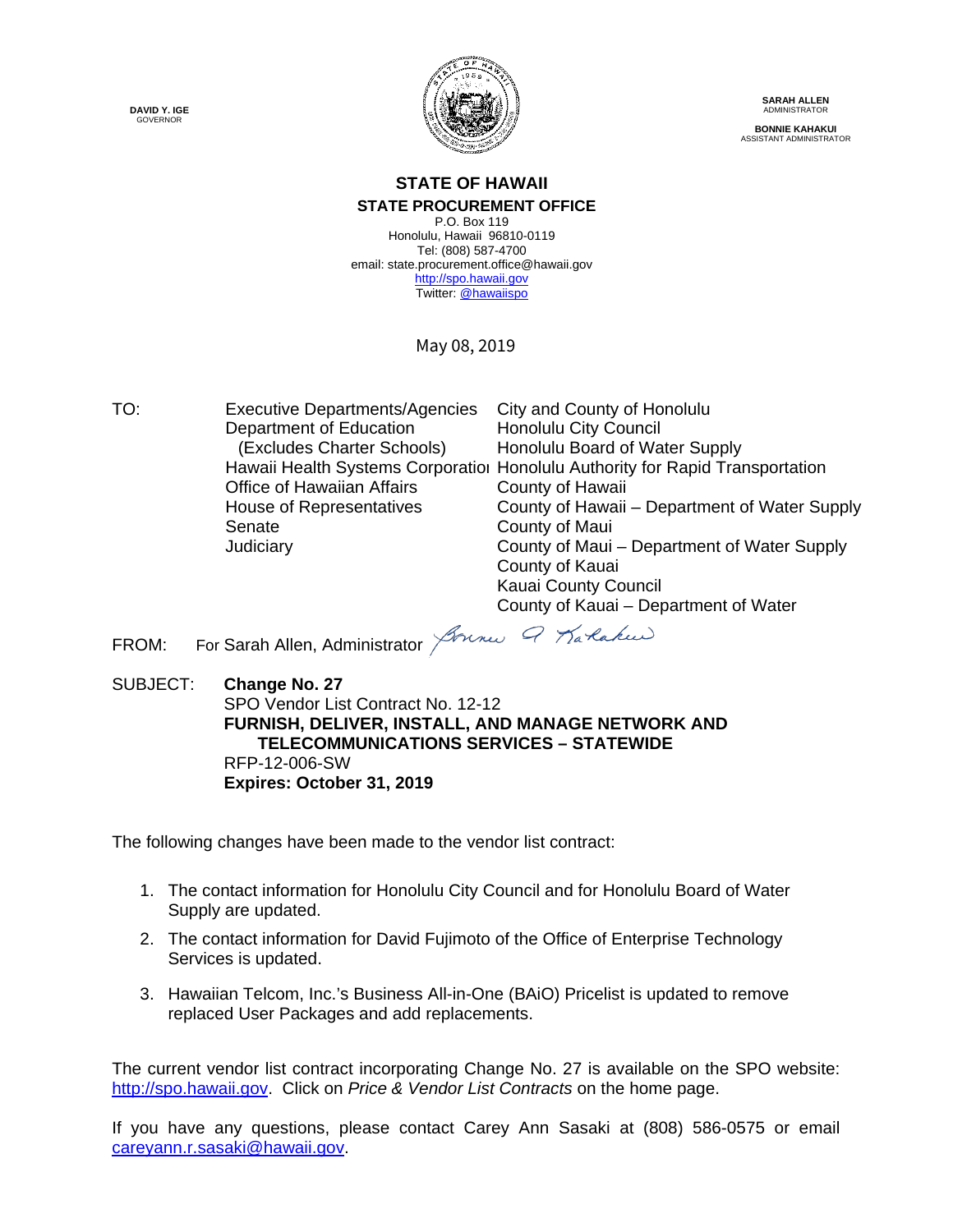**DAVID Y. IGE**
GOVERNOR

**SARAH ALLEN**
ADMINISTRATOR

**BONNIE KAHAKUI**
ASSISTANT ADMINISTRATOR

# STATE OF HAWAII

## STATE PROCUREMENT OFFICE

P.O. Box 119
Honolulu, Hawaii 96810-0119
Tel: (808) 587-4700
email: state.procurement.office@hawaii.gov
http://spo.hawaii.gov
Twitter: @hawaiispo

May 08, 2019

TO:

| | |
|---|---|
| Executive Departments/Agencies | City and County of Honolulu |
| Department of Education | Honolulu City Council |
| (Excludes Charter Schools) | Honolulu Board of Water Supply |
| Hawaii Health Systems Corporation | Honolulu Authority for Rapid Transportation |
| Office of Hawaiian Affairs | County of Hawaii |
| House of Representatives | County of Hawaii – Department of Water Supply |
| Senate | County of Maui |
| Judiciary | County of Maui – Department of Water Supply |
| | County of Kauai |
| | Kauai County Council |
| | County of Kauai – Department of Water |

FROM: For Sarah Allen, Administrator *Bonnie A Kahakui*

SUBJECT: **Change No. 27**
SPO Vendor List Contract No. 12-12
**FURNISH, DELIVER, INSTALL, AND MANAGE NETWORK AND TELECOMMUNICATIONS SERVICES – STATEWIDE**
RFP-12-006-SW
**Expires: October 31, 2019**

The following changes have been made to the vendor list contract:

1. The contact information for Honolulu City Council and for Honolulu Board of Water Supply are updated.
2. The contact information for David Fujimoto of the Office of Enterprise Technology Services is updated.
3. Hawaiian Telcom, Inc.'s Business All-in-One (BAiO) Pricelist is updated to remove replaced User Packages and add replacements.

The current vendor list contract incorporating Change No. 27 is available on the SPO website: http://spo.hawaii.gov. Click on *Price & Vendor List Contracts* on the home page.

If you have any questions, please contact Carey Ann Sasaki at (808) 586-0575 or email careyann.r.sasaki@hawaii.gov.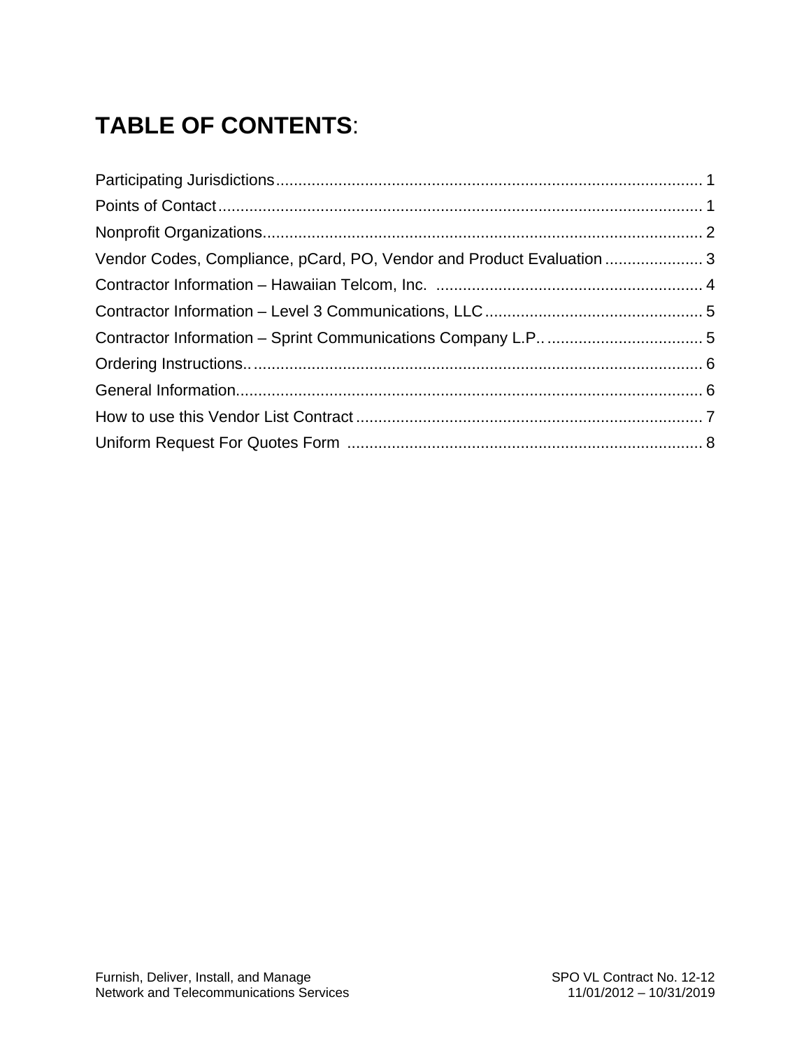# TABLE OF CONTENTS:

Participating Jurisdictions................................................................................................ 1
Points of Contact............................................................................................................ 1
Nonprofit Organizations................................................................................................... 2
Vendor Codes, Compliance, pCard, PO, Vendor and Product Evaluation ...................... 3
Contractor Information – Hawaiian Telcom, Inc. ............................................................ 4
Contractor Information – Level 3 Communications, LLC ................................................. 5
Contractor Information – Sprint Communications Company L.P.. ................................... 5
Ordering Instructions.. ..................................................................................................... 6
General Information......................................................................................................... 6
How to use this Vendor List Contract .............................................................................. 7
Uniform Request For Quotes Form ................................................................................ 8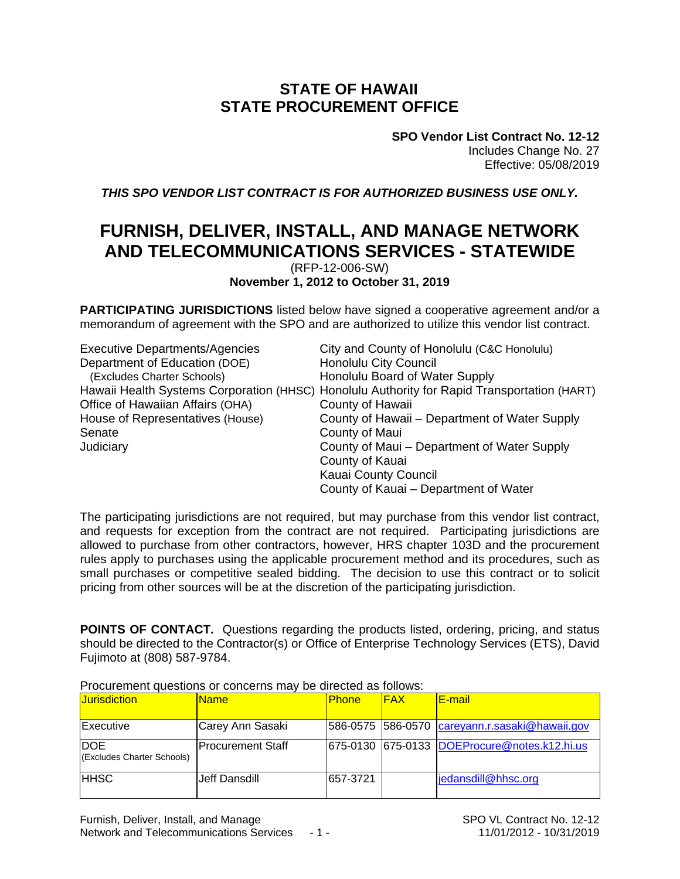# STATE OF HAWAII
# STATE PROCUREMENT OFFICE

**SPO Vendor List Contract No. 12-12**
Includes Change No. 27
Effective: 05/08/2019

***THIS SPO VENDOR LIST CONTRACT IS FOR AUTHORIZED BUSINESS USE ONLY.***

# FURNISH, DELIVER, INSTALL, AND MANAGE NETWORK AND TELECOMMUNICATIONS SERVICES - STATEWIDE

(RFP-12-006-SW)
**November 1, 2012 to October 31, 2019**

**PARTICIPATING JURISDICTIONS** listed below have signed a cooperative agreement and/or a memorandum of agreement with the SPO and are authorized to utilize this vendor list contract.

Executive Departments/Agencies
Department of Education (DOE)
(Excludes Charter Schools)
Hawaii Health Systems Corporation (HHSC)
Office of Hawaiian Affairs (OHA)
House of Representatives (House)
Senate
Judiciary

City and County of Honolulu (C&C Honolulu)
Honolulu City Council
Honolulu Board of Water Supply
Honolulu Authority for Rapid Transportation (HART)
County of Hawaii
County of Hawaii – Department of Water Supply
County of Maui
County of Maui – Department of Water Supply
County of Kauai
Kauai County Council
County of Kauai – Department of Water

The participating jurisdictions are not required, but may purchase from this vendor list contract, and requests for exception from the contract are not required. Participating jurisdictions are allowed to purchase from other contractors, however, HRS chapter 103D and the procurement rules apply to purchases using the applicable procurement method and its procedures, such as small purchases or competitive sealed bidding. The decision to use this contract or to solicit pricing from other sources will be at the discretion of the participating jurisdiction.

**POINTS OF CONTACT.** Questions regarding the products listed, ordering, pricing, and status should be directed to the Contractor(s) or Office of Enterprise Technology Services (ETS), David Fujimoto at (808) 587-9784.

Procurement questions or concerns may be directed as follows:

| Jurisdiction | Name | Phone | FAX | E-mail |
|---|---|---|---|---|
| Executive | Carey Ann Sasaki | 586-0575 | 586-0570 | careyann.r.sasaki@hawaii.gov |
| DOE (Excludes Charter Schools) | Procurement Staff | 675-0130 | 675-0133 | DOEProcure@notes.k12.hi.us |
| HHSC | Jeff Dansdill | 657-3721 | | jedansdill@hhsc.org |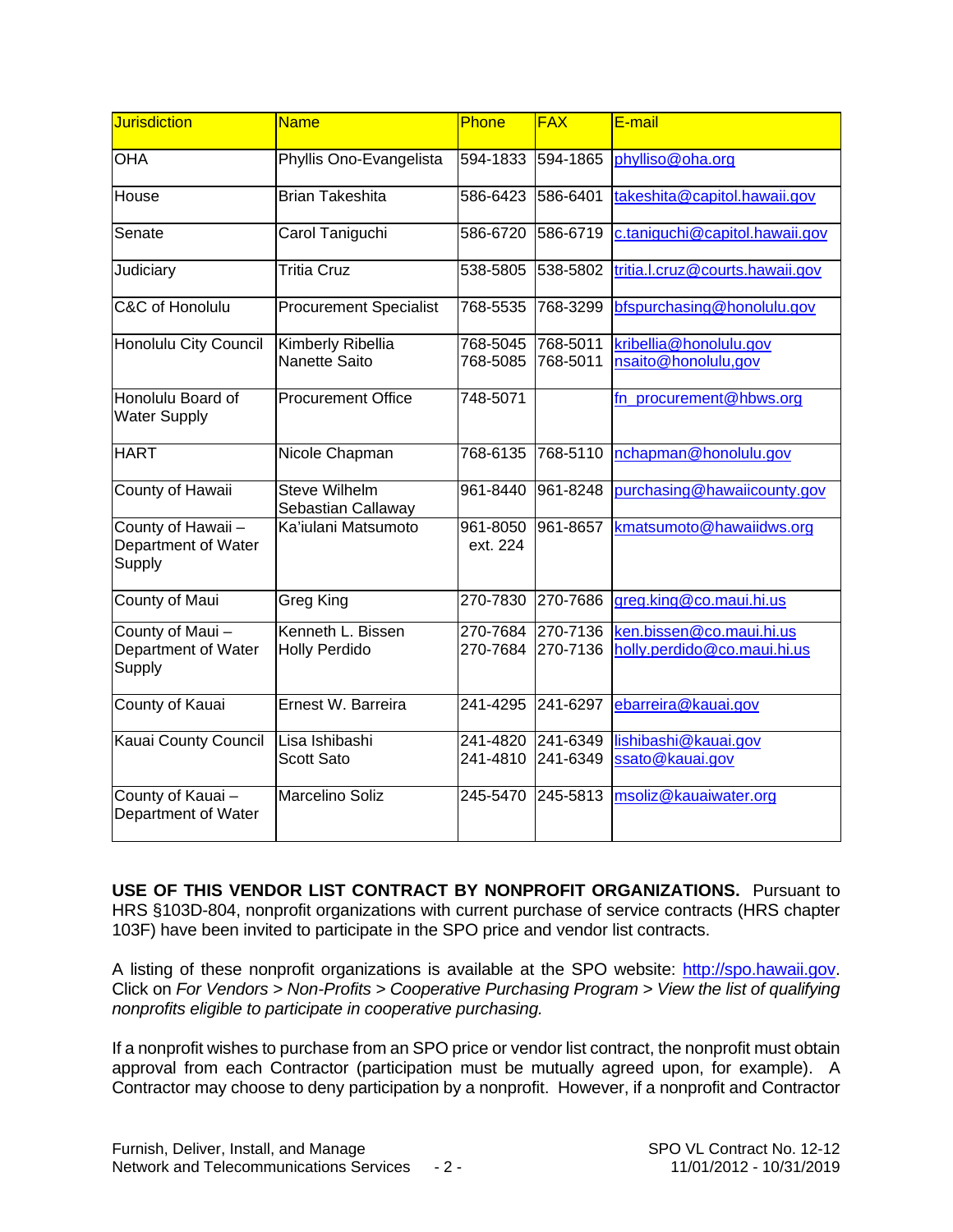| Jurisdiction | Name | Phone | FAX | E-mail |
|---|---|---|---|---|
| OHA | Phyllis Ono-Evangelista | 594-1833 | 594-1865 | phylliso@oha.org |
| House | Brian Takeshita | 586-6423 | 586-6401 | takeshita@capitol.hawaii.gov |
| Senate | Carol Taniguchi | 586-6720 | 586-6719 | c.taniguchi@capitol.hawaii.gov |
| Judiciary | Tritia Cruz | 538-5805 | 538-5802 | tritia.l.cruz@courts.hawaii.gov |
| C&C of Honolulu | Procurement Specialist | 768-5535 | 768-3299 | bfspurchasing@honolulu.gov |
| Honolulu City Council | Kimberly Ribellia<br>Nanette Saito | 768-5045<br>768-5085 | 768-5011<br>768-5011 | kribellia@honolulu.gov<br>nsaito@honolulu,gov |
| Honolulu Board of Water Supply | Procurement Office | 748-5071 | | fn_procurement@hbws.org |
| HART | Nicole Chapman | 768-6135 | 768-5110 | nchapman@honolulu.gov |
| County of Hawaii | Steve Wilhelm<br>Sebastian Callaway | 961-8440 | 961-8248 | purchasing@hawaiicounty.gov |
| County of Hawaii – Department of Water Supply | Ka'iulani Matsumoto | 961-8050 ext. 224 | 961-8657 | kmatsumoto@hawaiidws.org |
| County of Maui | Greg King | 270-7830 | 270-7686 | greg.king@co.maui.hi.us |
| County of Maui – Department of Water Supply | Kenneth L. Bissen<br>Holly Perdido | 270-7684<br>270-7684 | 270-7136<br>270-7136 | ken.bissen@co.maui.hi.us<br>holly.perdido@co.maui.hi.us |
| County of Kauai | Ernest W. Barreira | 241-4295 | 241-6297 | ebarreira@kauai.gov |
| Kauai County Council | Lisa Ishibashi<br>Scott Sato | 241-4820<br>241-4810 | 241-6349<br>241-6349 | lishibashi@kauai.gov<br>ssato@kauai.gov |
| County of Kauai – Department of Water | Marcelino Soliz | 245-5470 | 245-5813 | msoliz@kauaiwater.org |

**USE OF THIS VENDOR LIST CONTRACT BY NONPROFIT ORGANIZATIONS.** Pursuant to HRS §103D-804, nonprofit organizations with current purchase of service contracts (HRS chapter 103F) have been invited to participate in the SPO price and vendor list contracts.

A listing of these nonprofit organizations is available at the SPO website: http://spo.hawaii.gov. Click on *For Vendors > Non-Profits > Cooperative Purchasing Program > View the list of qualifying nonprofits eligible to participate in cooperative purchasing.*

If a nonprofit wishes to purchase from an SPO price or vendor list contract, the nonprofit must obtain approval from each Contractor (participation must be mutually agreed upon, for example). A Contractor may choose to deny participation by a nonprofit. However, if a nonprofit and Contractor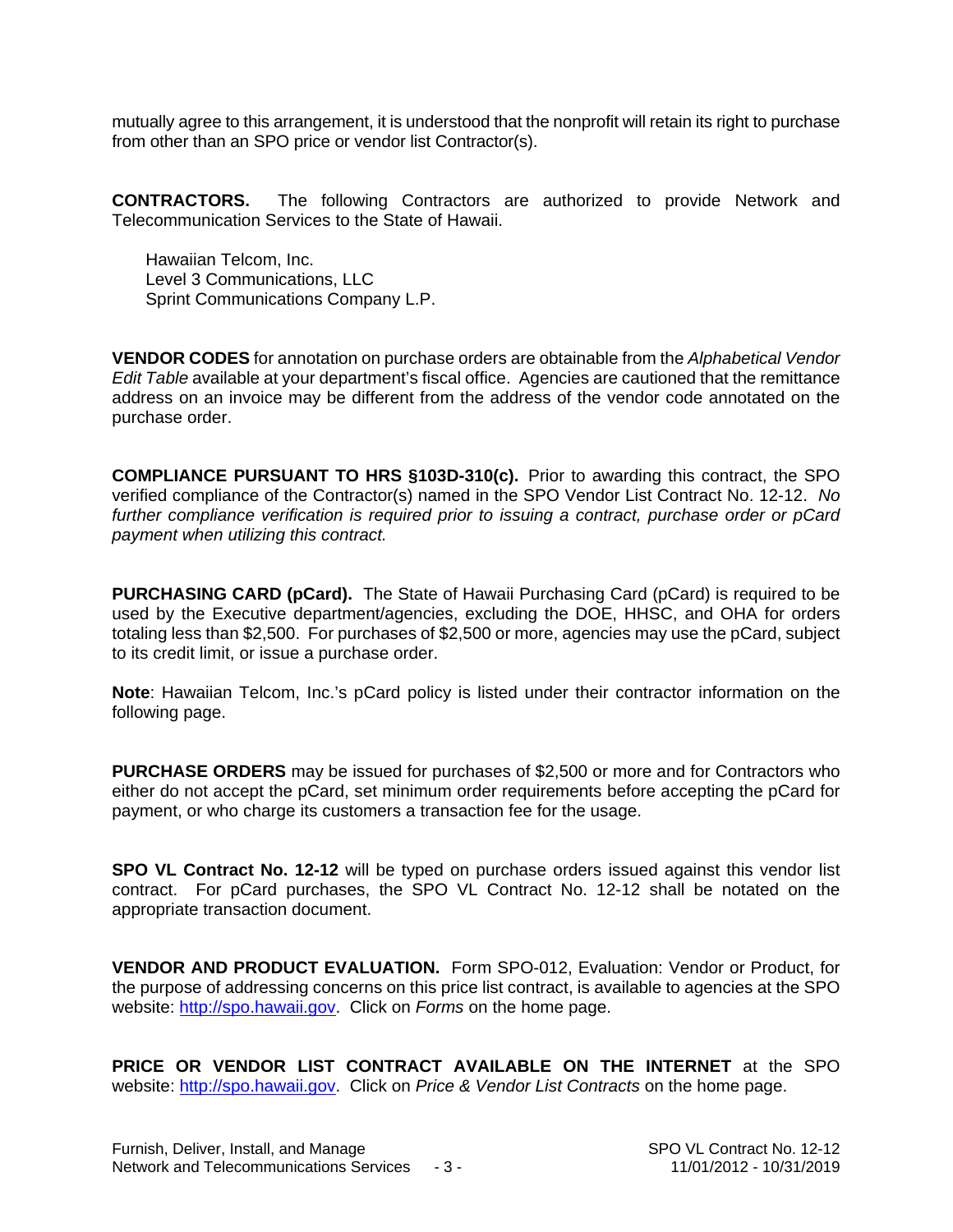mutually agree to this arrangement, it is understood that the nonprofit will retain its right to purchase from other than an SPO price or vendor list Contractor(s).

**CONTRACTORS.** The following Contractors are authorized to provide Network and Telecommunication Services to the State of Hawaii.

Hawaiian Telcom, Inc.  
Level 3 Communications, LLC  
Sprint Communications Company L.P.

**VENDOR CODES** for annotation on purchase orders are obtainable from the *Alphabetical Vendor Edit Table* available at your department's fiscal office. Agencies are cautioned that the remittance address on an invoice may be different from the address of the vendor code annotated on the purchase order.

**COMPLIANCE PURSUANT TO HRS §103D-310(c).** Prior to awarding this contract, the SPO verified compliance of the Contractor(s) named in the SPO Vendor List Contract No. 12-12. *No further compliance verification is required prior to issuing a contract, purchase order or pCard payment when utilizing this contract.*

**PURCHASING CARD (pCard).** The State of Hawaii Purchasing Card (pCard) is required to be used by the Executive department/agencies, excluding the DOE, HHSC, and OHA for orders totaling less than $2,500. For purchases of $2,500 or more, agencies may use the pCard, subject to its credit limit, or issue a purchase order.

**Note**: Hawaiian Telcom, Inc.'s pCard policy is listed under their contractor information on the following page.

**PURCHASE ORDERS** may be issued for purchases of $2,500 or more and for Contractors who either do not accept the pCard, set minimum order requirements before accepting the pCard for payment, or who charge its customers a transaction fee for the usage.

**SPO VL Contract No. 12-12** will be typed on purchase orders issued against this vendor list contract. For pCard purchases, the SPO VL Contract No. 12-12 shall be notated on the appropriate transaction document.

**VENDOR AND PRODUCT EVALUATION.** Form SPO-012, Evaluation: Vendor or Product, for the purpose of addressing concerns on this price list contract, is available to agencies at the SPO website: http://spo.hawaii.gov. Click on *Forms* on the home page.

**PRICE OR VENDOR LIST CONTRACT AVAILABLE ON THE INTERNET** at the SPO website: http://spo.hawaii.gov. Click on *Price & Vendor List Contracts* on the home page.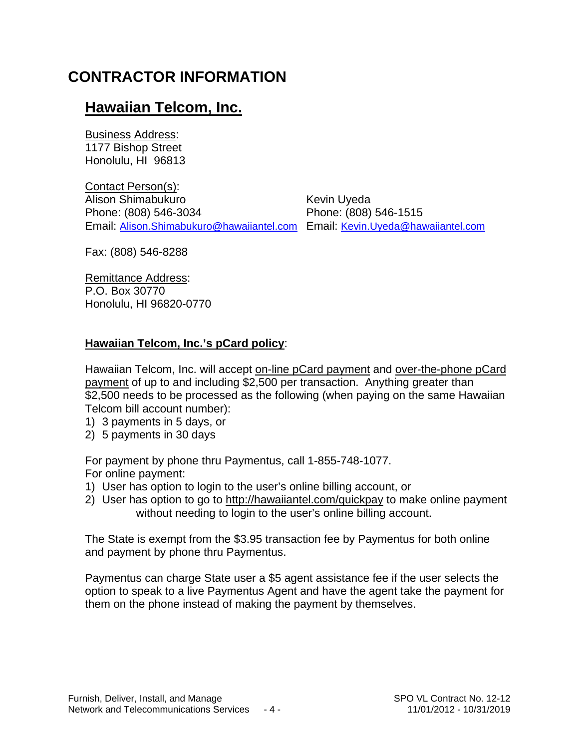# CONTRACTOR INFORMATION

## Hawaiian Telcom, Inc.

Business Address:
1177 Bishop Street
Honolulu, HI 96813

Contact Person(s):

Alison Shimabukuro
Phone: (808) 546-3034
Email: Alison.Shimabukuro@hawaiiantel.com

Kevin Uyeda
Phone: (808) 546-1515
Email: Kevin.Uyeda@hawaiiantel.com

Fax: (808) 546-8288

Remittance Address:
P.O. Box 30770
Honolulu, HI 96820-0770

**Hawaiian Telcom, Inc.'s pCard policy**:

Hawaiian Telcom, Inc. will accept on-line pCard payment and over-the-phone pCard payment of up to and including $2,500 per transaction. Anything greater than $2,500 needs to be processed as the following (when paying on the same Hawaiian Telcom bill account number):

1) 3 payments in 5 days, or
2) 5 payments in 30 days

For payment by phone thru Paymentus, call 1-855-748-1077.
For online payment:

1) User has option to login to the user's online billing account, or
2) User has option to go to http://hawaiiantel.com/quickpay to make online payment without needing to login to the user's online billing account.

The State is exempt from the $3.95 transaction fee by Paymentus for both online and payment by phone thru Paymentus.

Paymentus can charge State user a $5 agent assistance fee if the user selects the option to speak to a live Paymentus Agent and have the agent take the payment for them on the phone instead of making the payment by themselves.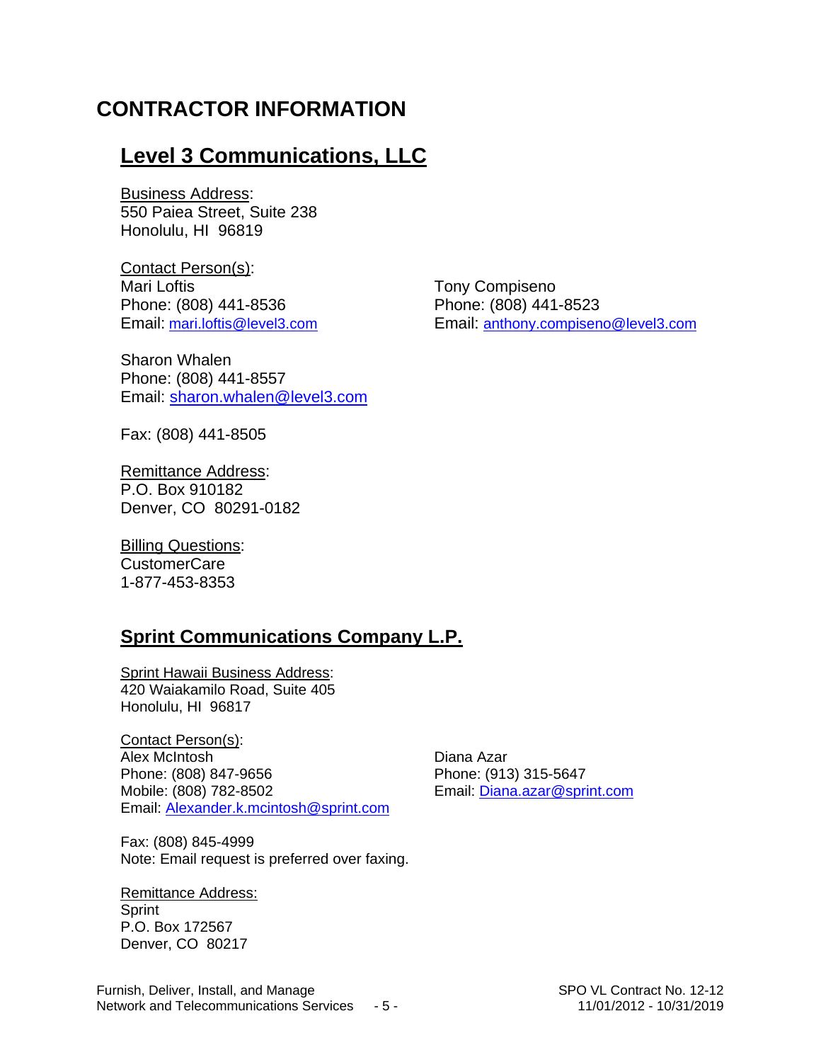# CONTRACTOR INFORMATION

## Level 3 Communications, LLC

Business Address:
550 Paiea Street, Suite 238
Honolulu, HI 96819

Contact Person(s):

Mari Loftis
Phone: (808) 441-8536
Email: mari.loftis@level3.com

Tony Compiseno
Phone: (808) 441-8523
Email: anthony.compiseno@level3.com

Sharon Whalen
Phone: (808) 441-8557
Email: sharon.whalen@level3.com

Fax: (808) 441-8505

Remittance Address:
P.O. Box 910182
Denver, CO 80291-0182

Billing Questions:
CustomerCare
1-877-453-8353

## Sprint Communications Company L.P.

Sprint Hawaii Business Address:
420 Waiakamilo Road, Suite 405
Honolulu, HI 96817

Contact Person(s):

Alex McIntosh
Phone: (808) 847-9656
Mobile: (808) 782-8502
Email: Alexander.k.mcintosh@sprint.com

Diana Azar
Phone: (913) 315-5647
Email: Diana.azar@sprint.com

Fax: (808) 845-4999
Note: Email request is preferred over faxing.

Remittance Address:
Sprint
P.O. Box 172567
Denver, CO 80217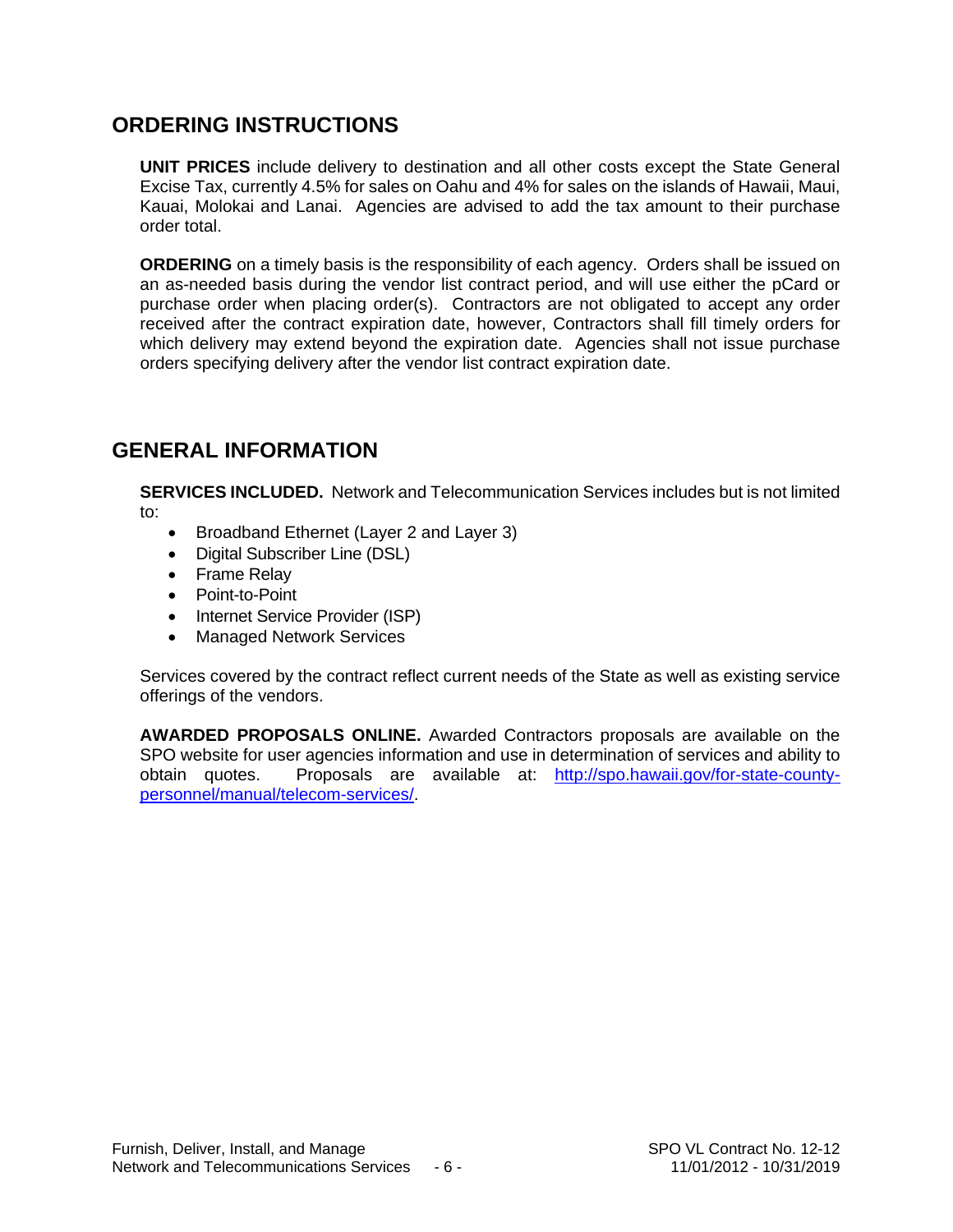## ORDERING INSTRUCTIONS

**UNIT PRICES** include delivery to destination and all other costs except the State General Excise Tax, currently 4.5% for sales on Oahu and 4% for sales on the islands of Hawaii, Maui, Kauai, Molokai and Lanai. Agencies are advised to add the tax amount to their purchase order total.

**ORDERING** on a timely basis is the responsibility of each agency. Orders shall be issued on an as-needed basis during the vendor list contract period, and will use either the pCard or purchase order when placing order(s). Contractors are not obligated to accept any order received after the contract expiration date, however, Contractors shall fill timely orders for which delivery may extend beyond the expiration date. Agencies shall not issue purchase orders specifying delivery after the vendor list contract expiration date.

## GENERAL INFORMATION

**SERVICES INCLUDED.** Network and Telecommunication Services includes but is not limited to:

- Broadband Ethernet (Layer 2 and Layer 3)
- Digital Subscriber Line (DSL)
- Frame Relay
- Point-to-Point
- Internet Service Provider (ISP)
- Managed Network Services

Services covered by the contract reflect current needs of the State as well as existing service offerings of the vendors.

**AWARDED PROPOSALS ONLINE.** Awarded Contractors proposals are available on the SPO website for user agencies information and use in determination of services and ability to obtain quotes. Proposals are available at: [http://spo.hawaii.gov/for-state-county-personnel/manual/telecom-services/](http://spo.hawaii.gov/for-state-county-personnel/manual/telecom-services/).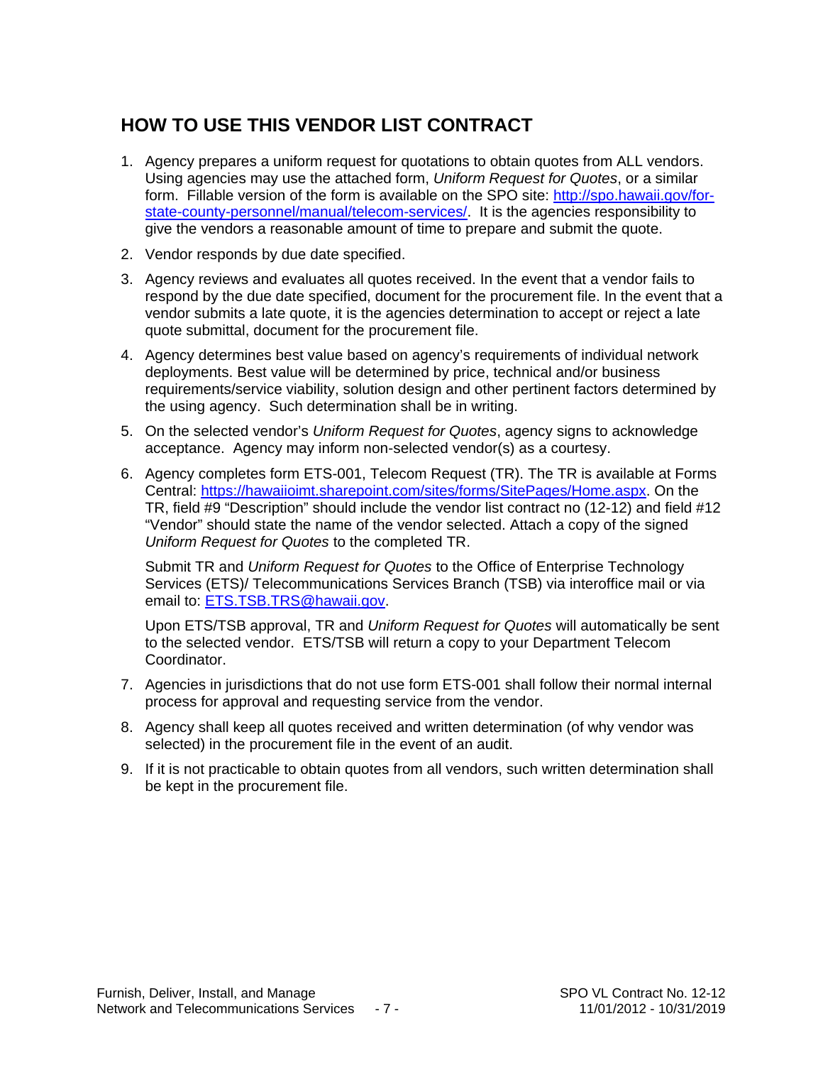## HOW TO USE THIS VENDOR LIST CONTRACT

1. Agency prepares a uniform request for quotations to obtain quotes from ALL vendors. Using agencies may use the attached form, *Uniform Request for Quotes*, or a similar form. Fillable version of the form is available on the SPO site: [http://spo.hawaii.gov/for-state-county-personnel/manual/telecom-services/](http://spo.hawaii.gov/for-state-county-personnel/manual/telecom-services/). It is the agencies responsibility to give the vendors a reasonable amount of time to prepare and submit the quote.

2. Vendor responds by due date specified.

3. Agency reviews and evaluates all quotes received. In the event that a vendor fails to respond by the due date specified, document for the procurement file. In the event that a vendor submits a late quote, it is the agencies determination to accept or reject a late quote submittal, document for the procurement file.

4. Agency determines best value based on agency's requirements of individual network deployments. Best value will be determined by price, technical and/or business requirements/service viability, solution design and other pertinent factors determined by the using agency. Such determination shall be in writing.

5. On the selected vendor's *Uniform Request for Quotes*, agency signs to acknowledge acceptance. Agency may inform non-selected vendor(s) as a courtesy.

6. Agency completes form ETS-001, Telecom Request (TR). The TR is available at Forms Central: [https://hawaiioimt.sharepoint.com/sites/forms/SitePages/Home.aspx](https://hawaiioimt.sharepoint.com/sites/forms/SitePages/Home.aspx). On the TR, field #9 "Description" should include the vendor list contract no (12-12) and field #12 "Vendor" should state the name of the vendor selected. Attach a copy of the signed *Uniform Request for Quotes* to the completed TR.

   Submit TR and *Uniform Request for Quotes* to the Office of Enterprise Technology Services (ETS)/ Telecommunications Services Branch (TSB) via interoffice mail or via email to: [ETS.TSB.TRS@hawaii.gov](mailto:ETS.TSB.TRS@hawaii.gov).

   Upon ETS/TSB approval, TR and *Uniform Request for Quotes* will automatically be sent to the selected vendor. ETS/TSB will return a copy to your Department Telecom Coordinator.

7. Agencies in jurisdictions that do not use form ETS-001 shall follow their normal internal process for approval and requesting service from the vendor.

8. Agency shall keep all quotes received and written determination (of why vendor was selected) in the procurement file in the event of an audit.

9. If it is not practicable to obtain quotes from all vendors, such written determination shall be kept in the procurement file.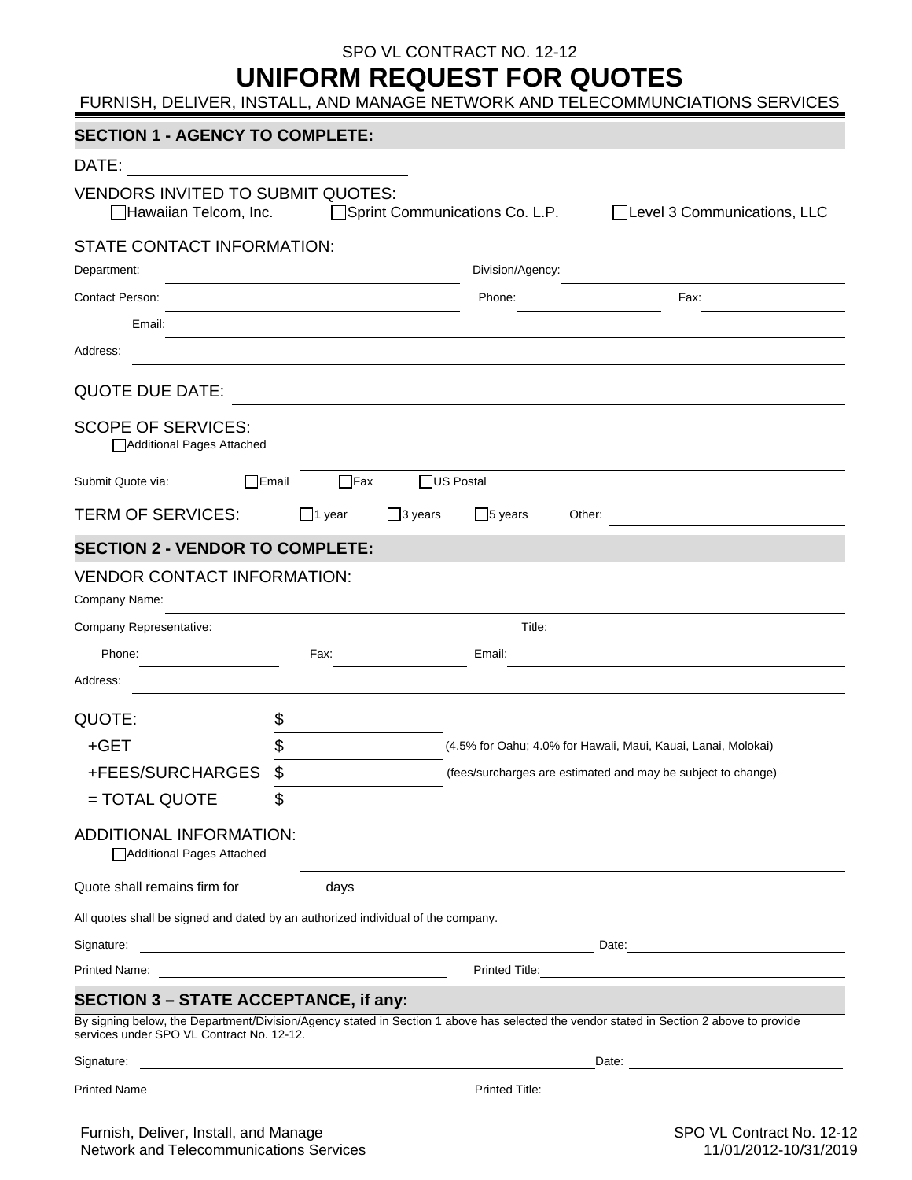SPO VL CONTRACT NO. 12-12

# UNIFORM REQUEST FOR QUOTES

FURNISH, DELIVER, INSTALL, AND MANAGE NETWORK AND TELECOMMUNCIATIONS SERVICES

## SECTION 1 - AGENCY TO COMPLETE:

DATE: ______________________

VENDORS INVITED TO SUBMIT QUOTES:

☐ Hawaiian Telcom, Inc. ☐ Sprint Communications Co. L.P. ☐ Level 3 Communications, LLC

STATE CONTACT INFORMATION:

Department: ______________________ Division/Agency: ______________________

Contact Person: ______________________ Phone: ______________ Fax: ______________

Email: ______________________

Address: ______________________

QUOTE DUE DATE: ______________________

SCOPE OF SERVICES:

☐ Additional Pages Attached

Submit Quote via: ☐ Email ☐ Fax ☐ US Postal

TERM OF SERVICES: ☐ 1 year ☐ 3 years ☐ 5 years Other: ______________

## SECTION 2 - VENDOR TO COMPLETE:

VENDOR CONTACT INFORMATION:

Company Name: ______________________

Company Representative: ______________________ Title: ______________________

Phone: ______________ Fax: ______________ Email: ______________________

Address: ______________________

| | | |
|---|---|---|
| QUOTE: | $ | |
| +GET | $ | (4.5% for Oahu; 4.0% for Hawaii, Maui, Kauai, Lanai, Molokai) |
| +FEES/SURCHARGES | $ | (fees/surcharges are estimated and may be subject to change) |
| = TOTAL QUOTE | $ | |

ADDITIONAL INFORMATION:

☐ Additional Pages Attached

Quote shall remains firm for __________ days

All quotes shall be signed and dated by an authorized individual of the company.

Signature: ______________________ Date: ______________

Printed Name: ______________________ Printed Title: ______________________

## SECTION 3 – STATE ACCEPTANCE, if any:

By signing below, the Department/Division/Agency stated in Section 1 above has selected the vendor stated in Section 2 above to provide services under SPO VL Contract No. 12-12.

Signature: ______________________ Date: ______________

Printed Name ______________________ Printed Title: ______________________